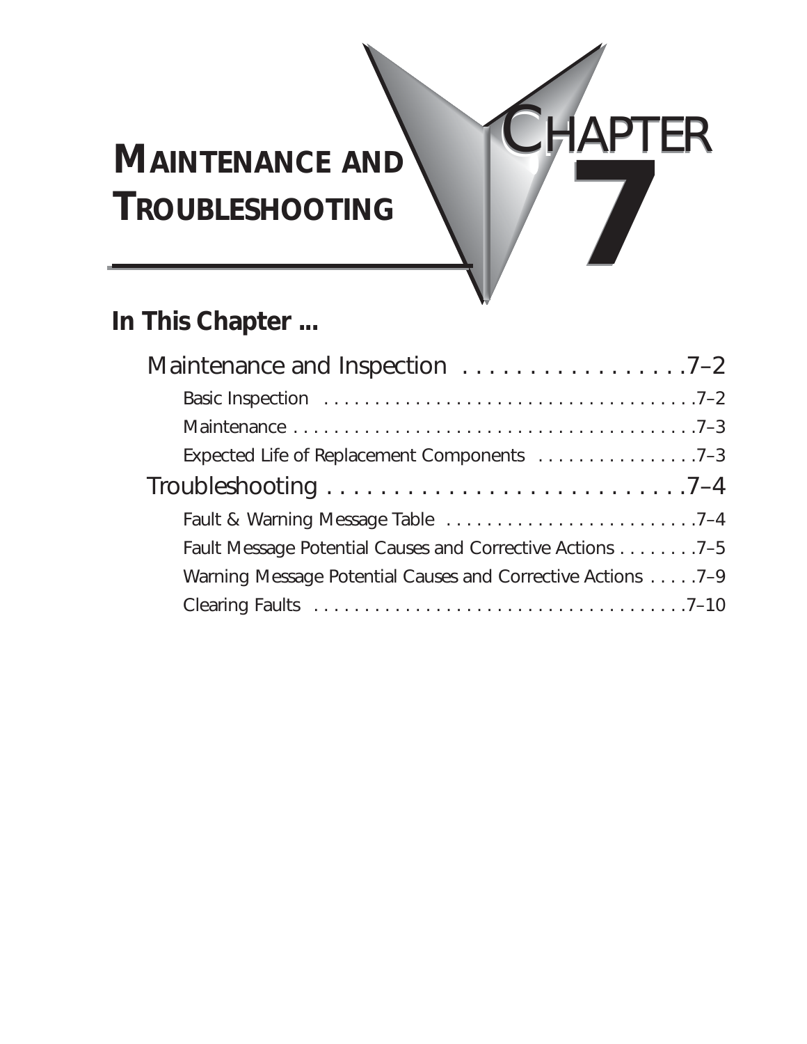# Maintenance and Troubleshooting

# Chapter 7

## In This Chapter ...

- Maintenance and Inspection . . . . . . . . . . . . . . . . . .7–2
  - Basic Inspection . . . . . . . . . . . . . . . . . . . . . . . . . . . . . . . . . . . . . .7–2
  - Maintenance . . . . . . . . . . . . . . . . . . . . . . . . . . . . . . . . . . . . . . . . .7–3
  - Expected Life of Replacement Components . . . . . . . . . . . . . . . . .7–3
- Troubleshooting . . . . . . . . . . . . . . . . . . . . . . . . . . . . .7–4
  - Fault & Warning Message Table . . . . . . . . . . . . . . . . . . . . . . . . . .7–4
  - Fault Message Potential Causes and Corrective Actions . . . . . . . . .7–5
  - Warning Message Potential Causes and Corrective Actions . . . . . .7–9
  - Clearing Faults . . . . . . . . . . . . . . . . . . . . . . . . . . . . . . . . . . . . . .7–10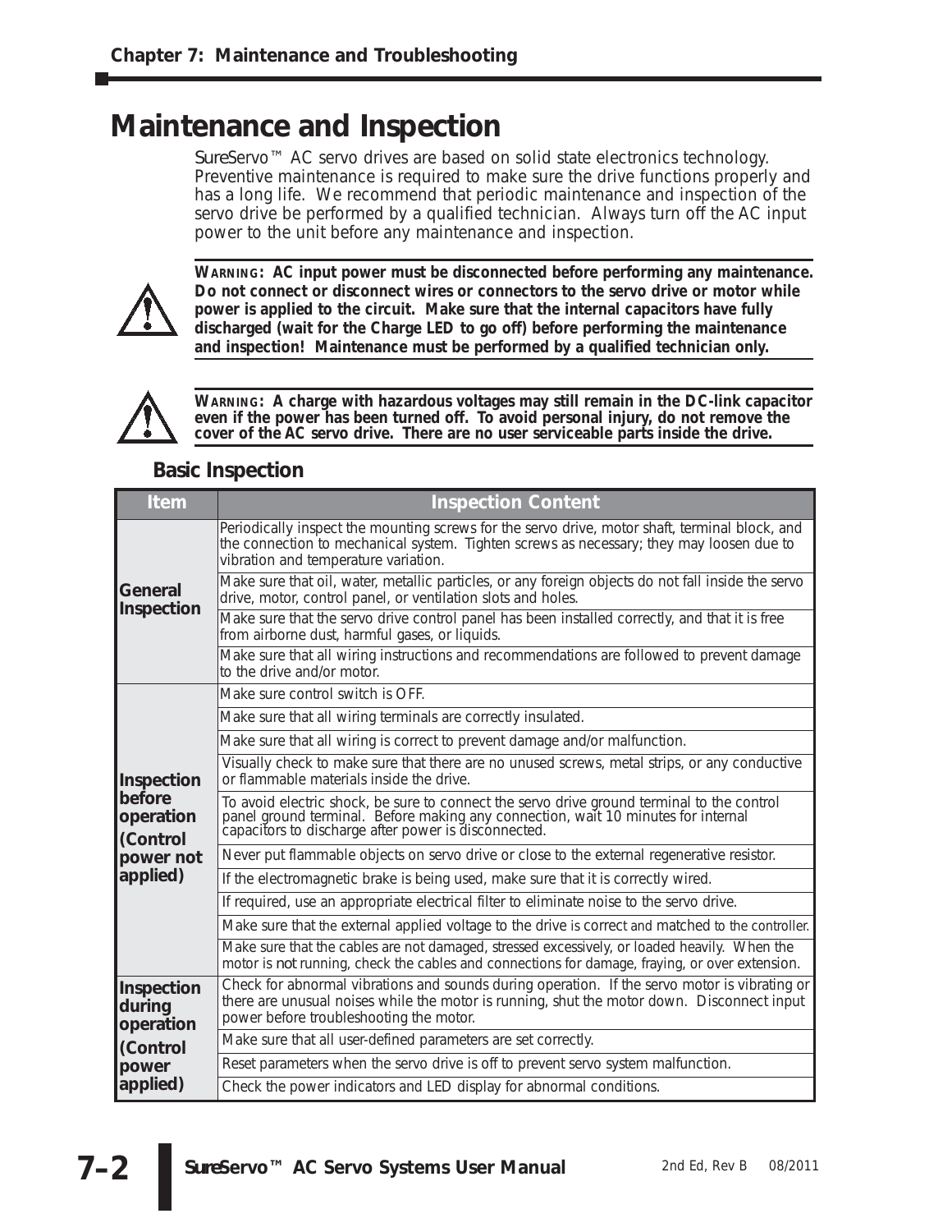# Maintenance and Inspection

SureServo™ AC servo drives are based on solid state electronics technology. Preventive maintenance is required to make sure the drive functions properly and has a long life. We recommend that periodic maintenance and inspection of the servo drive be performed by a qualified technician. Always turn off the AC input power to the unit before any maintenance and inspection.

**WARNING: AC input power must be disconnected before performing any maintenance. Do not connect or disconnect wires or connectors to the servo drive or motor while power is applied to the circuit. Make sure that the internal capacitors have fully discharged (wait for the Charge LED to go off) before performing the maintenance and inspection! Maintenance must be performed by a qualified technician only.**

**WARNING: A charge with hazardous voltages may still remain in the DC-link capacitor even if the power has been turned off. To avoid personal injury, do not remove the cover of the AC servo drive. There are no user serviceable parts inside the drive.**

## Basic Inspection

| Item | Inspection Content |
|---|---|
| **General Inspection** | Periodically inspect the mounting screws for the servo drive, motor shaft, terminal block, and the connection to mechanical system. Tighten screws as necessary; they may loosen due to vibration and temperature variation. |
| | Make sure that oil, water, metallic particles, or any foreign objects do not fall inside the servo drive, motor, control panel, or ventilation slots and holes. |
| | Make sure that the servo drive control panel has been installed correctly, and that it is free from airborne dust, harmful gases, or liquids. |
| | Make sure that all wiring instructions and recommendations are followed to prevent damage to the drive and/or motor. |
| **Inspection before operation (Control power not applied)** | Make sure control switch is OFF. |
| | Make sure that all wiring terminals are correctly insulated. |
| | Make sure that all wiring is correct to prevent damage and/or malfunction. |
| | Visually check to make sure that there are no unused screws, metal strips, or any conductive or flammable materials inside the drive. |
| | To avoid electric shock, be sure to connect the servo drive ground terminal to the control panel ground terminal. Before making any connection, wait 10 minutes for internal capacitors to discharge after power is disconnected. |
| | Never put flammable objects on servo drive or close to the external regenerative resistor. |
| | If the electromagnetic brake is being used, make sure that it is correctly wired. |
| | If required, use an appropriate electrical filter to eliminate noise to the servo drive. |
| | Make sure that the external applied voltage to the drive is correct and matched to the controller. |
| | Make sure that the cables are not damaged, stressed excessively, or loaded heavily. When the motor is not running, check the cables and connections for damage, fraying, or over extension. |
| **Inspection during operation (Control power applied)** | Check for abnormal vibrations and sounds during operation. If the servo motor is vibrating or there are unusual noises while the motor is running, shut the motor down. Disconnect input power before troubleshooting the motor. |
| | Make sure that all user-defined parameters are set correctly. |
| | Reset parameters when the servo drive is off to prevent servo system malfunction. |
| | Check the power indicators and LED display for abnormal conditions. |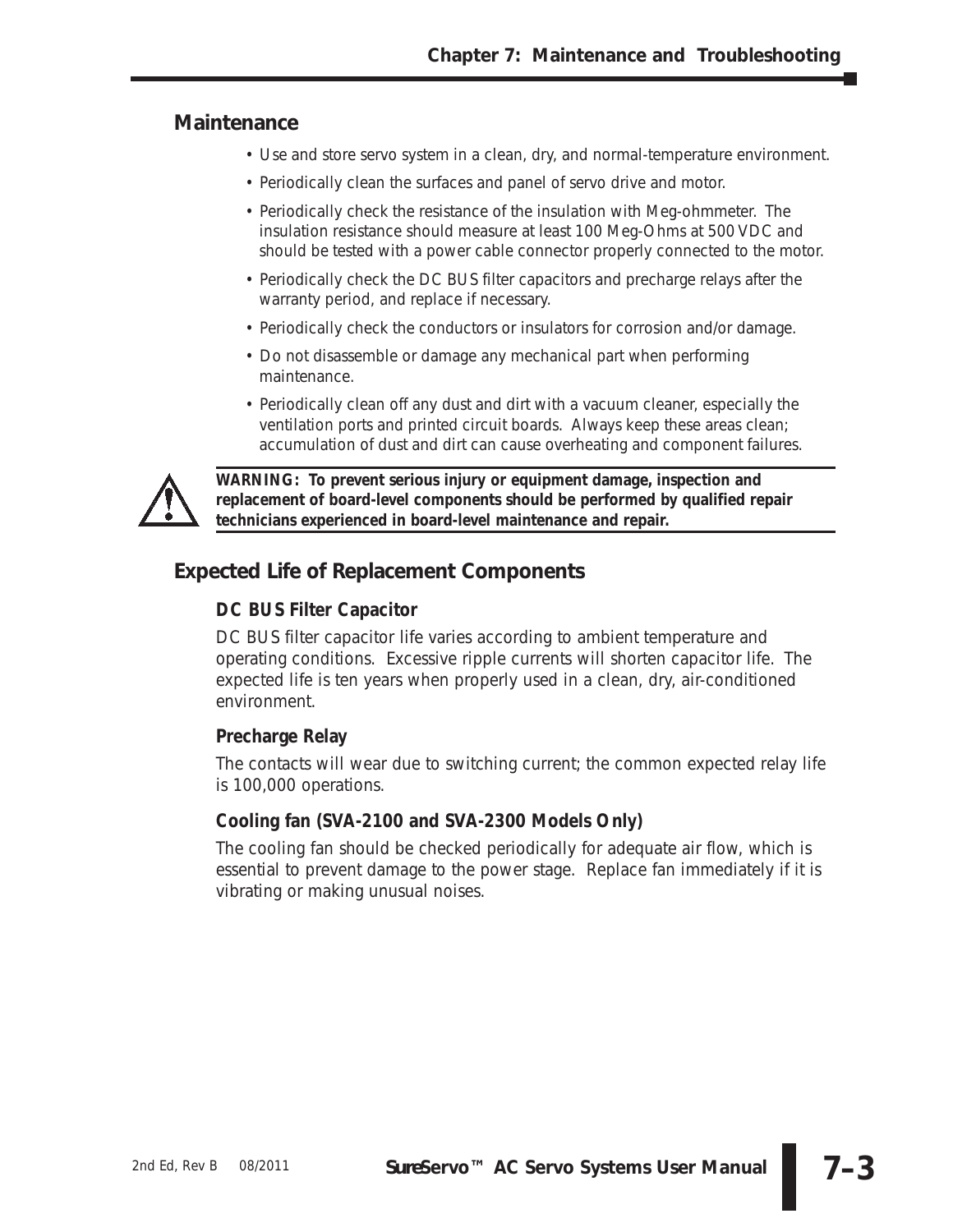## Maintenance

- Use and store servo system in a clean, dry, and normal-temperature environment.
- Periodically clean the surfaces and panel of servo drive and motor.
- Periodically check the resistance of the insulation with Meg-ohmmeter. The insulation resistance should measure at least 100 Meg-Ohms at 500 VDC and should be tested with a power cable connector properly connected to the motor.
- Periodically check the DC BUS filter capacitors and precharge relays after the warranty period, and replace if necessary.
- Periodically check the conductors or insulators for corrosion and/or damage.
- Do not disassemble or damage any mechanical part when performing maintenance.
- Periodically clean off any dust and dirt with a vacuum cleaner, especially the ventilation ports and printed circuit boards. Always keep these areas clean; accumulation of dust and dirt can cause overheating and component failures.

**WARNING: To prevent serious injury or equipment damage, inspection and replacement of board-level components should be performed by qualified repair technicians experienced in board-level maintenance and repair.**

## Expected Life of Replacement Components

### DC BUS Filter Capacitor

DC BUS filter capacitor life varies according to ambient temperature and operating conditions. Excessive ripple currents will shorten capacitor life. The expected life is ten years when properly used in a clean, dry, air-conditioned environment.

### Precharge Relay

The contacts will wear due to switching current; the common expected relay life is 100,000 operations.

### Cooling fan (SVA-2100 and SVA-2300 Models Only)

The cooling fan should be checked periodically for adequate air flow, which is essential to prevent damage to the power stage. Replace fan immediately if it is vibrating or making unusual noises.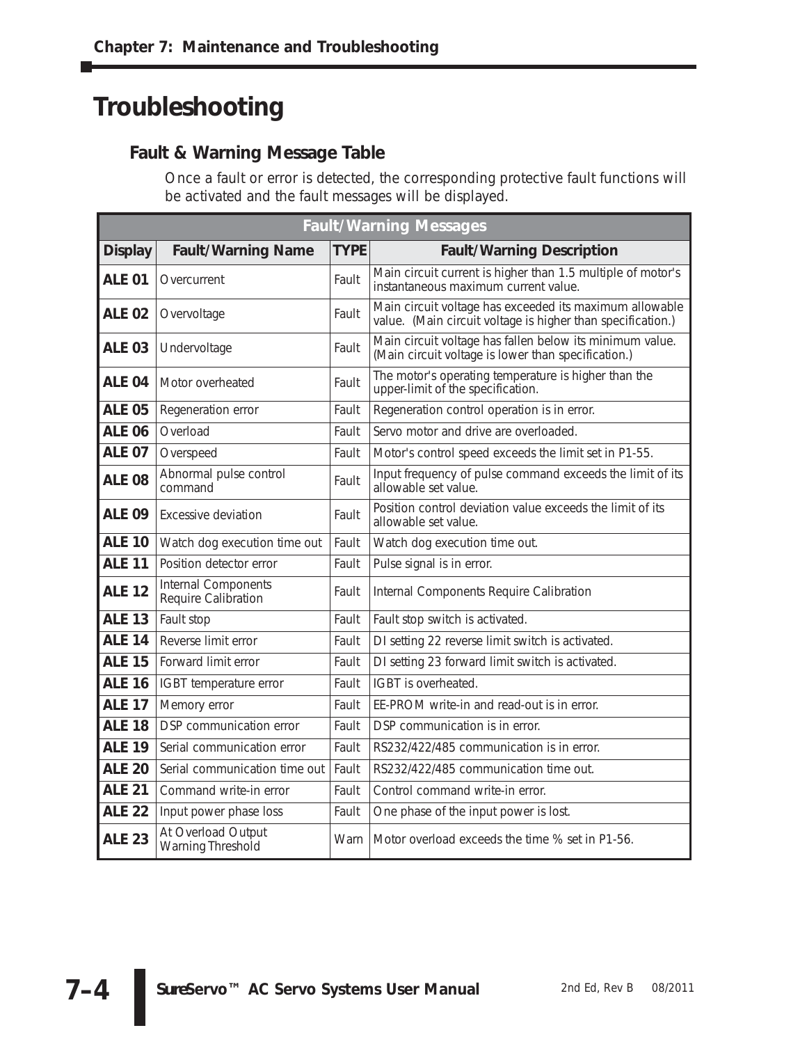# Troubleshooting

## Fault & Warning Message Table

Once a fault or error is detected, the corresponding protective fault functions will be activated and the fault messages will be displayed.

| Fault/Warning Messages | | | |
|---|---|---|---|
| **Display** | **Fault/Warning Name** | **TYPE** | **Fault/Warning Description** |
| **ALE 01** | Overcurrent | Fault | Main circuit current is higher than 1.5 multiple of motor's instantaneous maximum current value. |
| **ALE 02** | Overvoltage | Fault | Main circuit voltage has exceeded its maximum allowable value. (Main circuit voltage is higher than specification.) |
| **ALE 03** | Undervoltage | Fault | Main circuit voltage has fallen below its minimum value. (Main circuit voltage is lower than specification.) |
| **ALE 04** | Motor overheated | Fault | The motor's operating temperature is higher than the upper-limit of the specification. |
| **ALE 05** | Regeneration error | Fault | Regeneration control operation is in error. |
| **ALE 06** | Overload | Fault | Servo motor and drive are overloaded. |
| **ALE 07** | Overspeed | Fault | Motor's control speed exceeds the limit set in P1-55. |
| **ALE 08** | Abnormal pulse control command | Fault | Input frequency of pulse command exceeds the limit of its allowable set value. |
| **ALE 09** | Excessive deviation | Fault | Position control deviation value exceeds the limit of its allowable set value. |
| **ALE 10** | Watch dog execution time out | Fault | Watch dog execution time out. |
| **ALE 11** | Position detector error | Fault | Pulse signal is in error. |
| **ALE 12** | Internal Components Require Calibration | Fault | Internal Components Require Calibration |
| **ALE 13** | Fault stop | Fault | Fault stop switch is activated. |
| **ALE 14** | Reverse limit error | Fault | DI setting 22 reverse limit switch is activated. |
| **ALE 15** | Forward limit error | Fault | DI setting 23 forward limit switch is activated. |
| **ALE 16** | IGBT temperature error | Fault | IGBT is overheated. |
| **ALE 17** | Memory error | Fault | EE-PROM write-in and read-out is in error. |
| **ALE 18** | DSP communication error | Fault | DSP communication is in error. |
| **ALE 19** | Serial communication error | Fault | RS232/422/485 communication is in error. |
| **ALE 20** | Serial communication time out | Fault | RS232/422/485 communication time out. |
| **ALE 21** | Command write-in error | Fault | Control command write-in error. |
| **ALE 22** | Input power phase loss | Fault | One phase of the input power is lost. |
| **ALE 23** | At Overload Output Warning Threshold | Warn | Motor overload exceeds the time % set in P1-56. |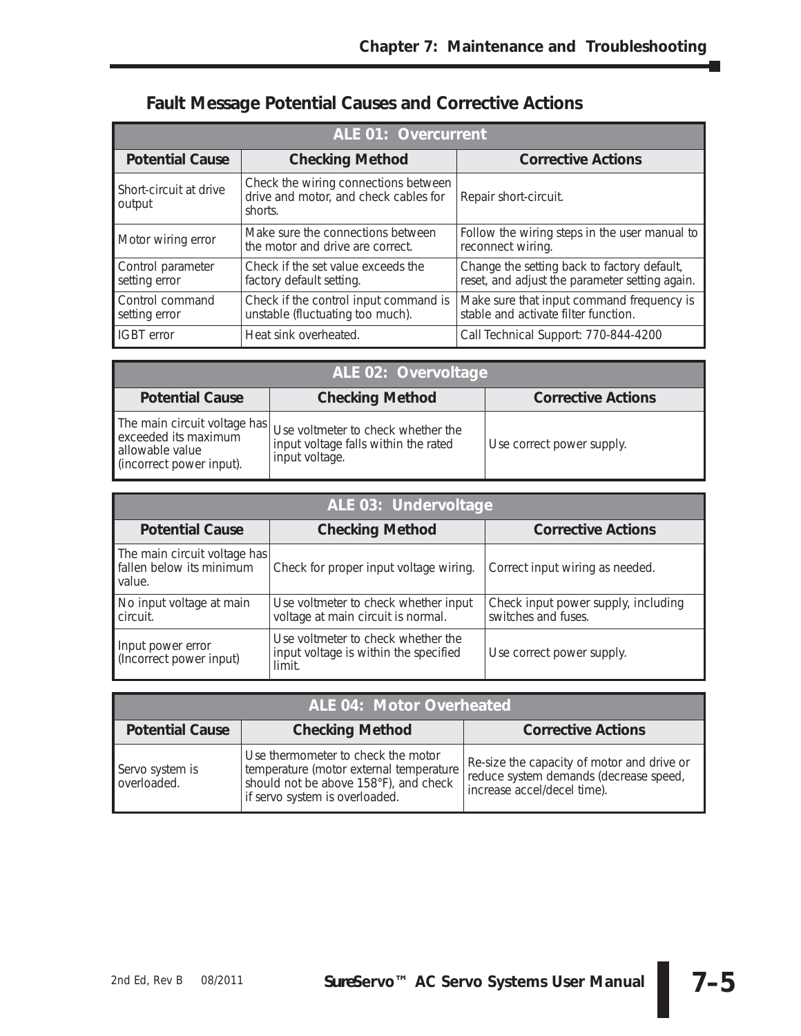## Fault Message Potential Causes and Corrective Actions

| ALE 01: Overcurrent | | |
|---|---|---|
| **Potential Cause** | **Checking Method** | **Corrective Actions** |
| Short-circuit at drive output | Check the wiring connections between drive and motor, and check cables for shorts. | Repair short-circuit. |
| Motor wiring error | Make sure the connections between the motor and drive are correct. | Follow the wiring steps in the user manual to reconnect wiring. |
| Control parameter setting error | Check if the set value exceeds the factory default setting. | Change the setting back to factory default, reset, and adjust the parameter setting again. |
| Control command setting error | Check if the control input command is unstable (fluctuating too much). | Make sure that input command frequency is stable and activate filter function. |
| IGBT error | Heat sink overheated. | Call Technical Support: 770-844-4200 |

| ALE 02: Overvoltage | | |
|---|---|---|
| **Potential Cause** | **Checking Method** | **Corrective Actions** |
| The main circuit voltage has exceeded its maximum allowable value (incorrect power input). | Use voltmeter to check whether the input voltage falls within the rated input voltage. | Use correct power supply. |

| ALE 03: Undervoltage | | |
|---|---|---|
| **Potential Cause** | **Checking Method** | **Corrective Actions** |
| The main circuit voltage has fallen below its minimum value. | Check for proper input voltage wiring. | Correct input wiring as needed. |
| No input voltage at main circuit. | Use voltmeter to check whether input voltage at main circuit is normal. | Check input power supply, including switches and fuses. |
| Input power error (Incorrect power input) | Use voltmeter to check whether the input voltage is within the specified limit. | Use correct power supply. |

| ALE 04: Motor Overheated | | |
|---|---|---|
| **Potential Cause** | **Checking Method** | **Corrective Actions** |
| Servo system is overloaded. | Use thermometer to check the motor temperature (motor external temperature should not be above 158°F), and check if servo system is overloaded. | Re-size the capacity of motor and drive or reduce system demands (decrease speed, increase accel/decel time). |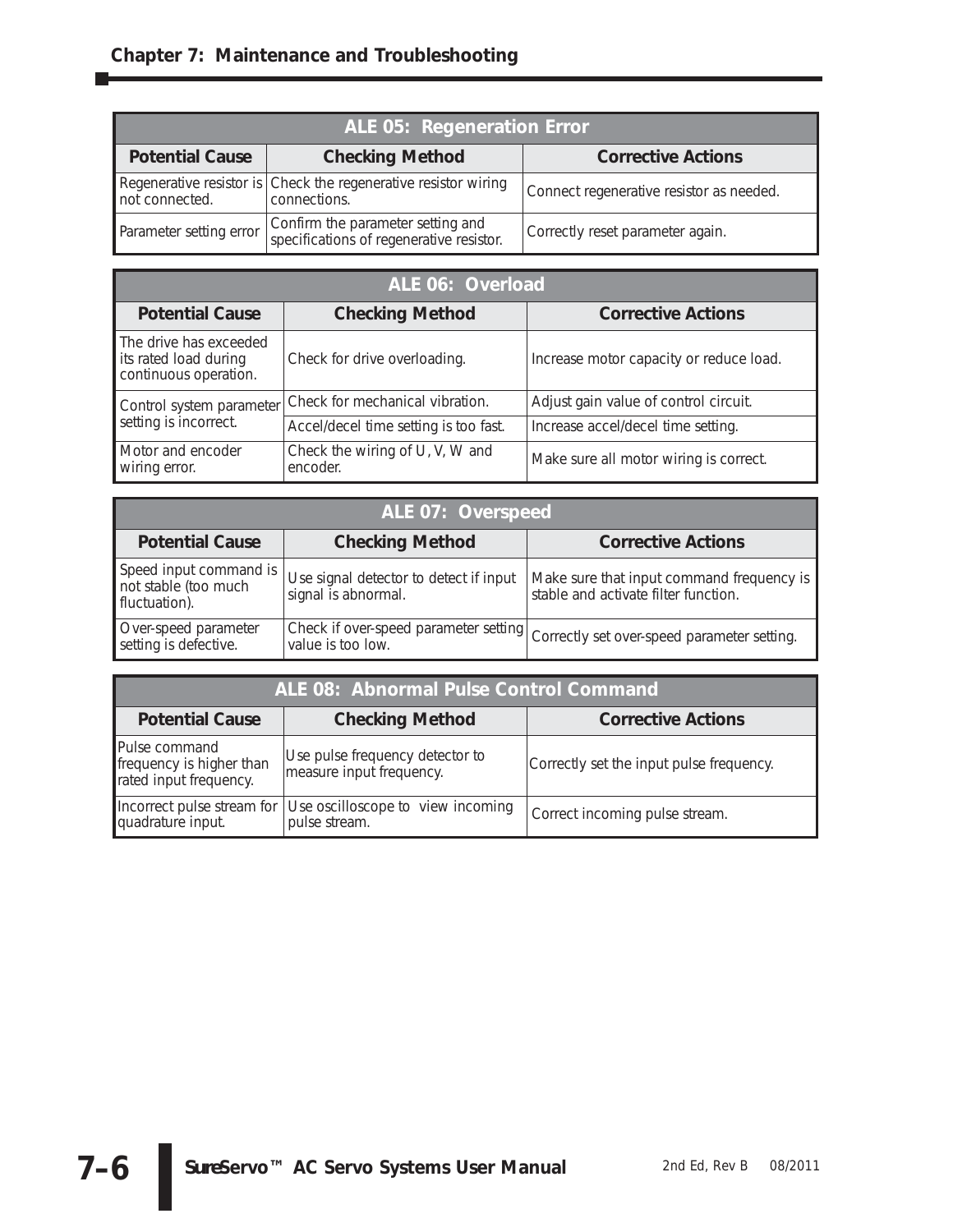| ALE 05: Regeneration Error | | |
|---|---|---|
| **Potential Cause** | **Checking Method** | **Corrective Actions** |
| Regenerative resistor is not connected. | Check the regenerative resistor wiring connections. | Connect regenerative resistor as needed. |
| Parameter setting error | Confirm the parameter setting and specifications of regenerative resistor. | Correctly reset parameter again. |

| ALE 06: Overload | | |
|---|---|---|
| **Potential Cause** | **Checking Method** | **Corrective Actions** |
| The drive has exceeded its rated load during continuous operation. | Check for drive overloading. | Increase motor capacity or reduce load. |
| Control system parameter setting is incorrect. | Check for mechanical vibration. | Adjust gain value of control circuit. |
| | Accel/decel time setting is too fast. | Increase accel/decel time setting. |
| Motor and encoder wiring error. | Check the wiring of U, V, W and encoder. | Make sure all motor wiring is correct. |

| ALE 07: Overspeed | | |
|---|---|---|
| **Potential Cause** | **Checking Method** | **Corrective Actions** |
| Speed input command is not stable (too much fluctuation). | Use signal detector to detect if input signal is abnormal. | Make sure that input command frequency is stable and activate filter function. |
| Over-speed parameter setting is defective. | Check if over-speed parameter setting value is too low. | Correctly set over-speed parameter setting. |

| ALE 08: Abnormal Pulse Control Command | | |
|---|---|---|
| **Potential Cause** | **Checking Method** | **Corrective Actions** |
| Pulse command frequency is higher than rated input frequency. | Use pulse frequency detector to measure input frequency. | Correctly set the input pulse frequency. |
| Incorrect pulse stream for quadrature input. | Use oscilloscope to view incoming pulse stream. | Correct incoming pulse stream. |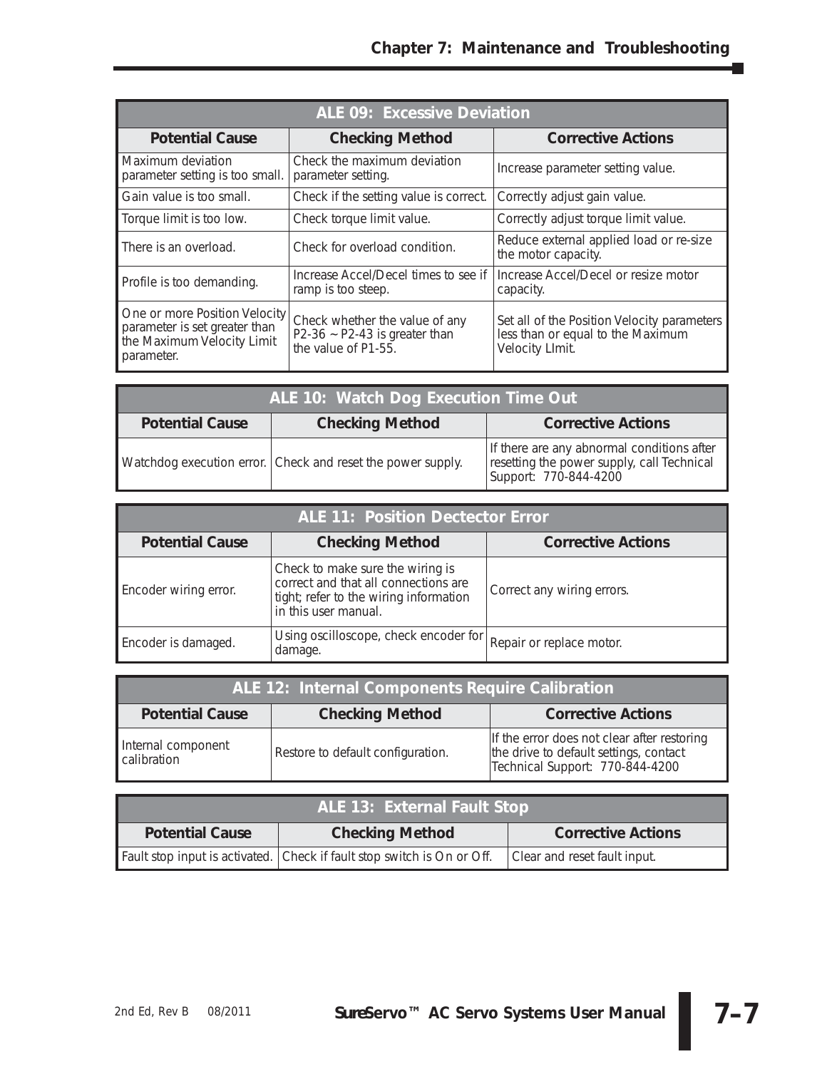| ALE 09: Excessive Deviation | | |
|---|---|---|
| **Potential Cause** | **Checking Method** | **Corrective Actions** |
| Maximum deviation parameter setting is too small. | Check the maximum deviation parameter setting. | Increase parameter setting value. |
| Gain value is too small. | Check if the setting value is correct. | Correctly adjust gain value. |
| Torque limit is too low. | Check torque limit value. | Correctly adjust torque limit value. |
| There is an overload. | Check for overload condition. | Reduce external applied load or re-size the motor capacity. |
| Profile is too demanding. | Increase Accel/Decel times to see if ramp is too steep. | Increase Accel/Decel or resize motor capacity. |
| One or more Position Velocity parameter is set greater than the Maximum Velocity Limit parameter. | Check whether the value of any P2-36 ~ P2-43 is greater than the value of P1-55. | Set all of the Position Velocity parameters less than or equal to the Maximum Velocity LImit. |

| ALE 10: Watch Dog Execution Time Out | | |
|---|---|---|
| **Potential Cause** | **Checking Method** | **Corrective Actions** |
| Watchdog execution error. | Check and reset the power supply. | If there are any abnormal conditions after resetting the power supply, call Technical Support: 770-844-4200 |

| ALE 11: Position Dectector Error | | |
|---|---|---|
| **Potential Cause** | **Checking Method** | **Corrective Actions** |
| Encoder wiring error. | Check to make sure the wiring is correct and that all connections are tight; refer to the wiring information in this user manual. | Correct any wiring errors. |
| Encoder is damaged. | Using oscilloscope, check encoder for damage. | Repair or replace motor. |

| ALE 12: Internal Components Require Calibration | | |
|---|---|---|
| **Potential Cause** | **Checking Method** | **Corrective Actions** |
| Internal component calibration | Restore to default configuration. | If the error does not clear after restoring the drive to default settings, contact Technical Support: 770-844-4200 |

| ALE 13: External Fault Stop | | |
|---|---|---|
| **Potential Cause** | **Checking Method** | **Corrective Actions** |
| Fault stop input is activated. | Check if fault stop switch is On or Off. | Clear and reset fault input. |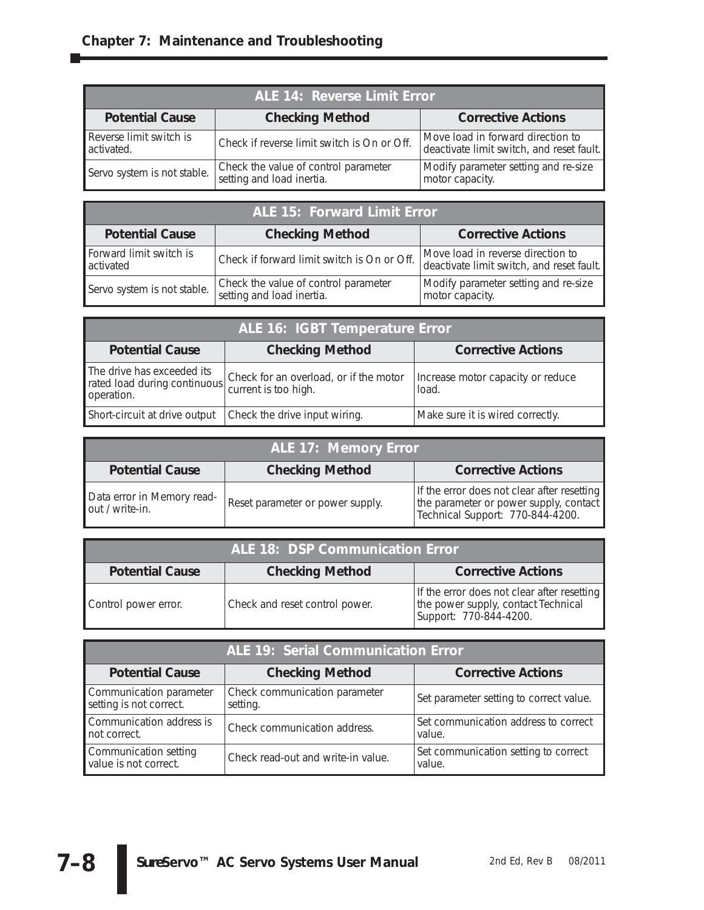| ALE 14: Reverse Limit Error | | |
|---|---|---|
| **Potential Cause** | **Checking Method** | **Corrective Actions** |
| Reverse limit switch is activated. | Check if reverse limit switch is On or Off. | Move load in forward direction to deactivate limit switch, and reset fault. |
| Servo system is not stable. | Check the value of control parameter setting and load inertia. | Modify parameter setting and re-size motor capacity. |

| ALE 15: Forward Limit Error | | |
|---|---|---|
| **Potential Cause** | **Checking Method** | **Corrective Actions** |
| Forward limit switch is activated | Check if forward limit switch is On or Off. | Move load in reverse direction to deactivate limit switch, and reset fault. |
| Servo system is not stable. | Check the value of control parameter setting and load inertia. | Modify parameter setting and re-size motor capacity. |

| ALE 16: IGBT Temperature Error | | |
|---|---|---|
| **Potential Cause** | **Checking Method** | **Corrective Actions** |
| The drive has exceeded its rated load during continuous operation. | Check for an overload, or if the motor current is too high. | Increase motor capacity or reduce load. |
| Short-circuit at drive output | Check the drive input wiring. | Make sure it is wired correctly. |

| ALE 17: Memory Error | | |
|---|---|---|
| **Potential Cause** | **Checking Method** | **Corrective Actions** |
| Data error in Memory read-out / write-in. | Reset parameter or power supply. | If the error does not clear after resetting the parameter or power supply, contact Technical Support: 770-844-4200. |

| ALE 18: DSP Communication Error | | |
|---|---|---|
| **Potential Cause** | **Checking Method** | **Corrective Actions** |
| Control power error. | Check and reset control power. | If the error does not clear after resetting the power supply, contact Technical Support: 770-844-4200. |

| ALE 19: Serial Communication Error | | |
|---|---|---|
| **Potential Cause** | **Checking Method** | **Corrective Actions** |
| Communication parameter setting is not correct. | Check communication parameter setting. | Set parameter setting to correct value. |
| Communication address is not correct. | Check communication address. | Set communication address to correct value. |
| Communication setting value is not correct. | Check read-out and write-in value. | Set communication setting to correct value. |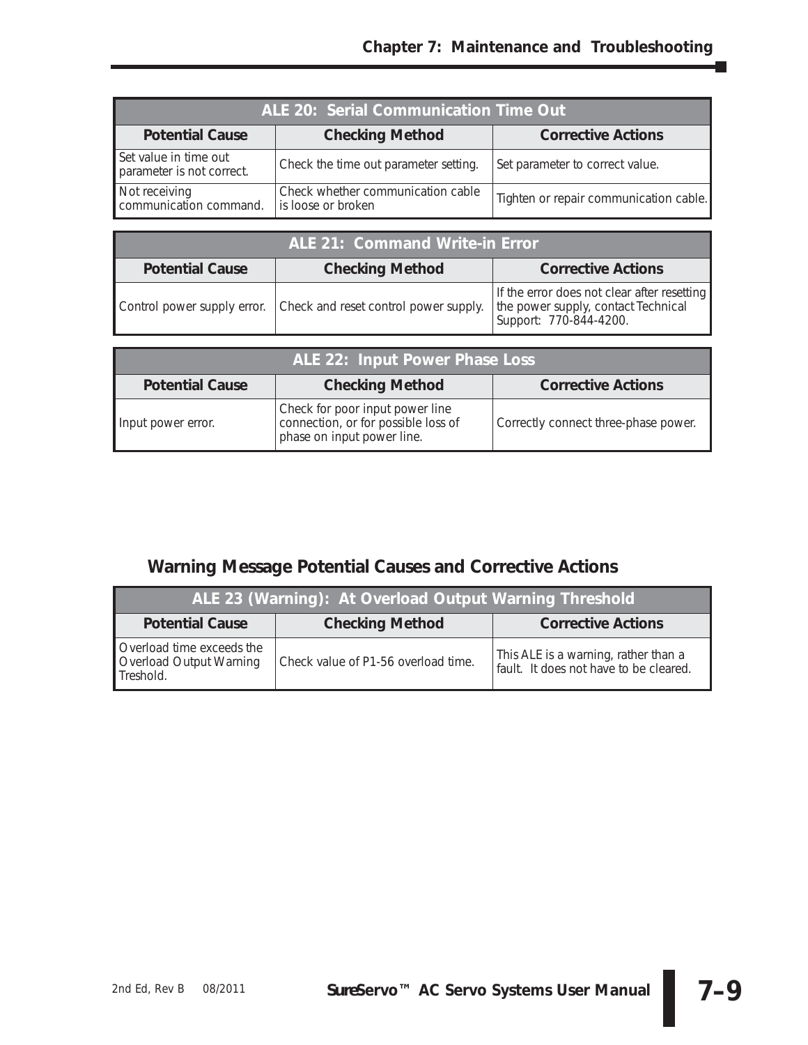| ALE 20: Serial Communication Time Out | | |
|---|---|---|
| **Potential Cause** | **Checking Method** | **Corrective Actions** |
| Set value in time out parameter is not correct. | Check the time out parameter setting. | Set parameter to correct value. |
| Not receiving communication command. | Check whether communication cable is loose or broken | Tighten or repair communication cable. |

| ALE 21: Command Write-in Error | | |
|---|---|---|
| **Potential Cause** | **Checking Method** | **Corrective Actions** |
| Control power supply error. | Check and reset control power supply. | If the error does not clear after resetting the power supply, contact Technical Support: 770-844-4200. |

| ALE 22: Input Power Phase Loss | | |
|---|---|---|
| **Potential Cause** | **Checking Method** | **Corrective Actions** |
| Input power error. | Check for poor input power line connection, or for possible loss of phase on input power line. | Correctly connect three-phase power. |

## Warning Message Potential Causes and Corrective Actions

| ALE 23 (Warning): At Overload Output Warning Threshold | | |
|---|---|---|
| **Potential Cause** | **Checking Method** | **Corrective Actions** |
| Overload time exceeds the Overload Output Warning Treshold. | Check value of P1-56 overload time. | This ALE is a warning, rather than a fault. It does not have to be cleared. |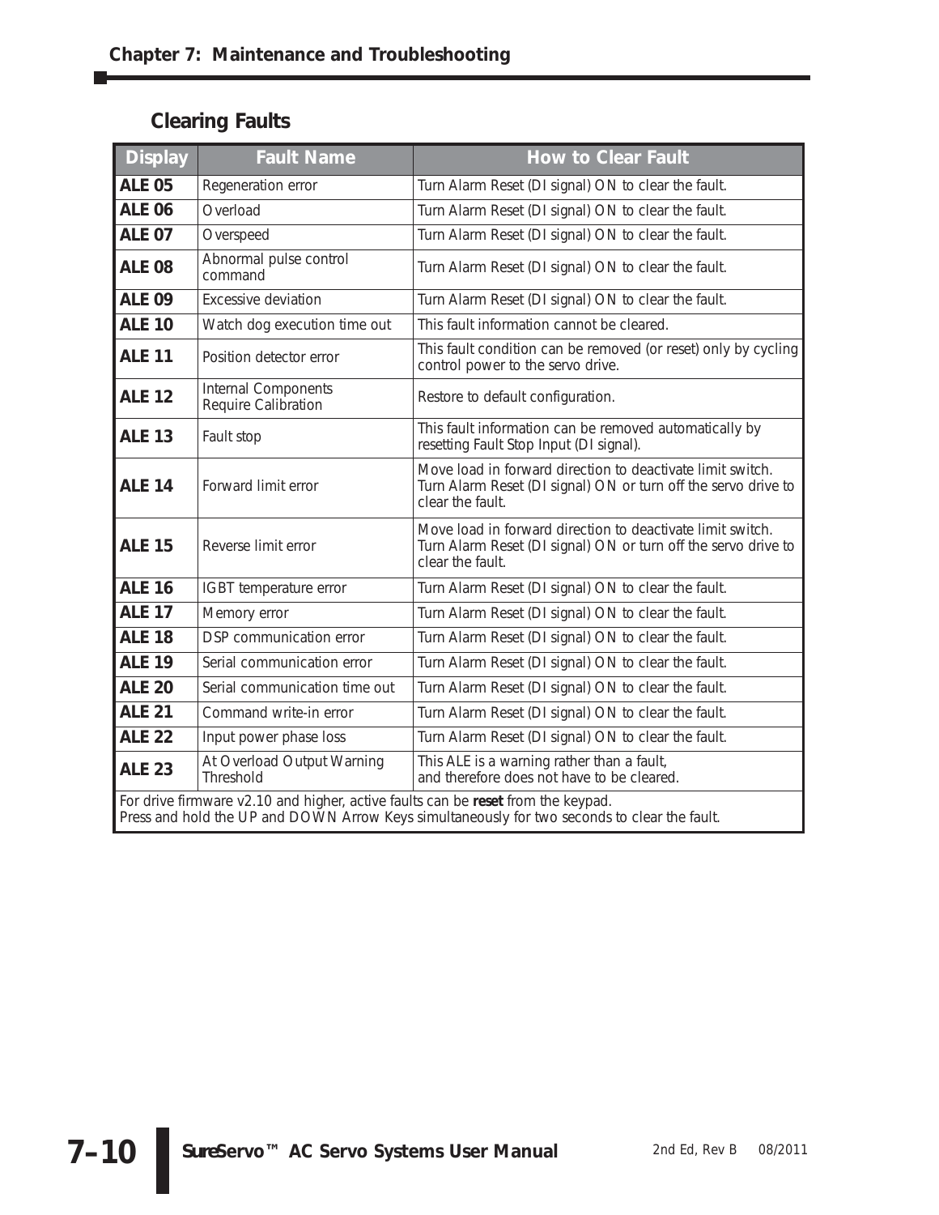## Clearing Faults

| Display | Fault Name | How to Clear Fault |
|---|---|---|
| **ALE 05** | Regeneration error | Turn Alarm Reset (DI signal) ON to clear the fault. |
| **ALE 06** | Overload | Turn Alarm Reset (DI signal) ON to clear the fault. |
| **ALE 07** | Overspeed | Turn Alarm Reset (DI signal) ON to clear the fault. |
| **ALE 08** | Abnormal pulse control command | Turn Alarm Reset (DI signal) ON to clear the fault. |
| **ALE 09** | Excessive deviation | Turn Alarm Reset (DI signal) ON to clear the fault. |
| **ALE 10** | Watch dog execution time out | This fault information cannot be cleared. |
| **ALE 11** | Position detector error | This fault condition can be removed (or reset) only by cycling control power to the servo drive. |
| **ALE 12** | Internal Components Require Calibration | Restore to default configuration. |
| **ALE 13** | Fault stop | This fault information can be removed automatically by resetting Fault Stop Input (DI signal). |
| **ALE 14** | Forward limit error | Move load in forward direction to deactivate limit switch. Turn Alarm Reset (DI signal) ON or turn off the servo drive to clear the fault. |
| **ALE 15** | Reverse limit error | Move load in forward direction to deactivate limit switch. Turn Alarm Reset (DI signal) ON or turn off the servo drive to clear the fault. |
| **ALE 16** | IGBT temperature error | Turn Alarm Reset (DI signal) ON to clear the fault. |
| **ALE 17** | Memory error | Turn Alarm Reset (DI signal) ON to clear the fault. |
| **ALE 18** | DSP communication error | Turn Alarm Reset (DI signal) ON to clear the fault. |
| **ALE 19** | Serial communication error | Turn Alarm Reset (DI signal) ON to clear the fault. |
| **ALE 20** | Serial communication time out | Turn Alarm Reset (DI signal) ON to clear the fault. |
| **ALE 21** | Command write-in error | Turn Alarm Reset (DI signal) ON to clear the fault. |
| **ALE 22** | Input power phase loss | Turn Alarm Reset (DI signal) ON to clear the fault. |
| **ALE 23** | At Overload Output Warning Threshold | This ALE is a warning rather than a fault, and therefore does not have to be cleared. |
| For drive firmware v2.10 and higher, active faults can be **reset** from the keypad. Press and hold the UP and DOWN Arrow Keys simultaneously for two seconds to clear the fault. | | |